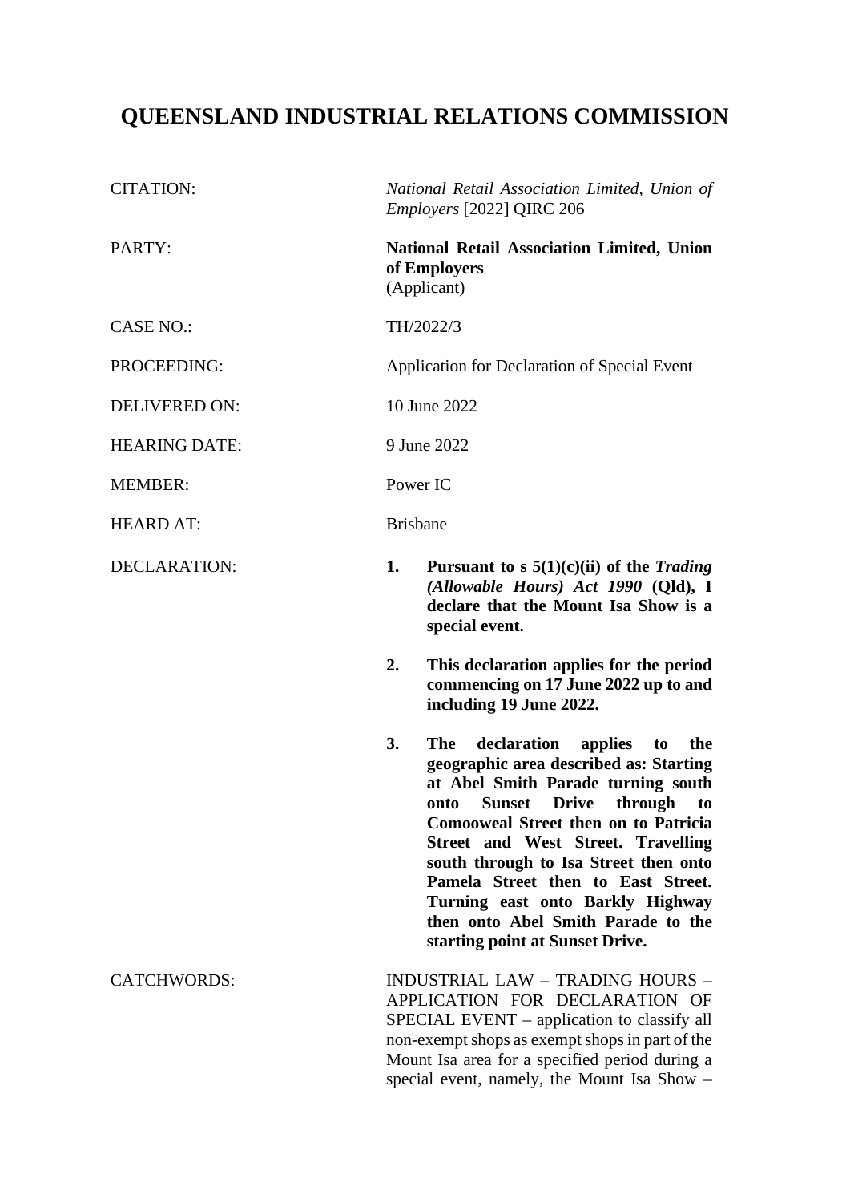# QUEENSLAND INDUSTRIAL RELATIONS COMMISSION

| | |
|---|---|
| CITATION: | *National Retail Association Limited, Union of Employers* [2022] QIRC 206 |
| PARTY: | **National Retail Association Limited, Union of Employers** (Applicant) |
| CASE NO.: | TH/2022/3 |
| PROCEEDING: | Application for Declaration of Special Event |
| DELIVERED ON: | 10 June 2022 |
| HEARING DATE: | 9 June 2022 |
| MEMBER: | Power IC |
| HEARD AT: | Brisbane |
| DECLARATION: | **1. Pursuant to s 5(1)(c)(ii) of the *Trading (Allowable Hours) Act 1990* (Qld), I declare that the Mount Isa Show is a special event.** <br><br> **2. This declaration applies for the period commencing on 17 June 2022 up to and including 19 June 2022.** <br><br> **3. The declaration applies to the geographic area described as: Starting at Abel Smith Parade turning south onto Sunset Drive through to Comooweal Street then on to Patricia Street and West Street. Travelling south through to Isa Street then onto Pamela Street then to East Street. Turning east onto Barkly Highway then onto Abel Smith Parade to the starting point at Sunset Drive.** |
| CATCHWORDS: | INDUSTRIAL LAW – TRADING HOURS – APPLICATION FOR DECLARATION OF SPECIAL EVENT – application to classify all non-exempt shops as exempt shops in part of the Mount Isa area for a specified period during a special event, namely, the Mount Isa Show – |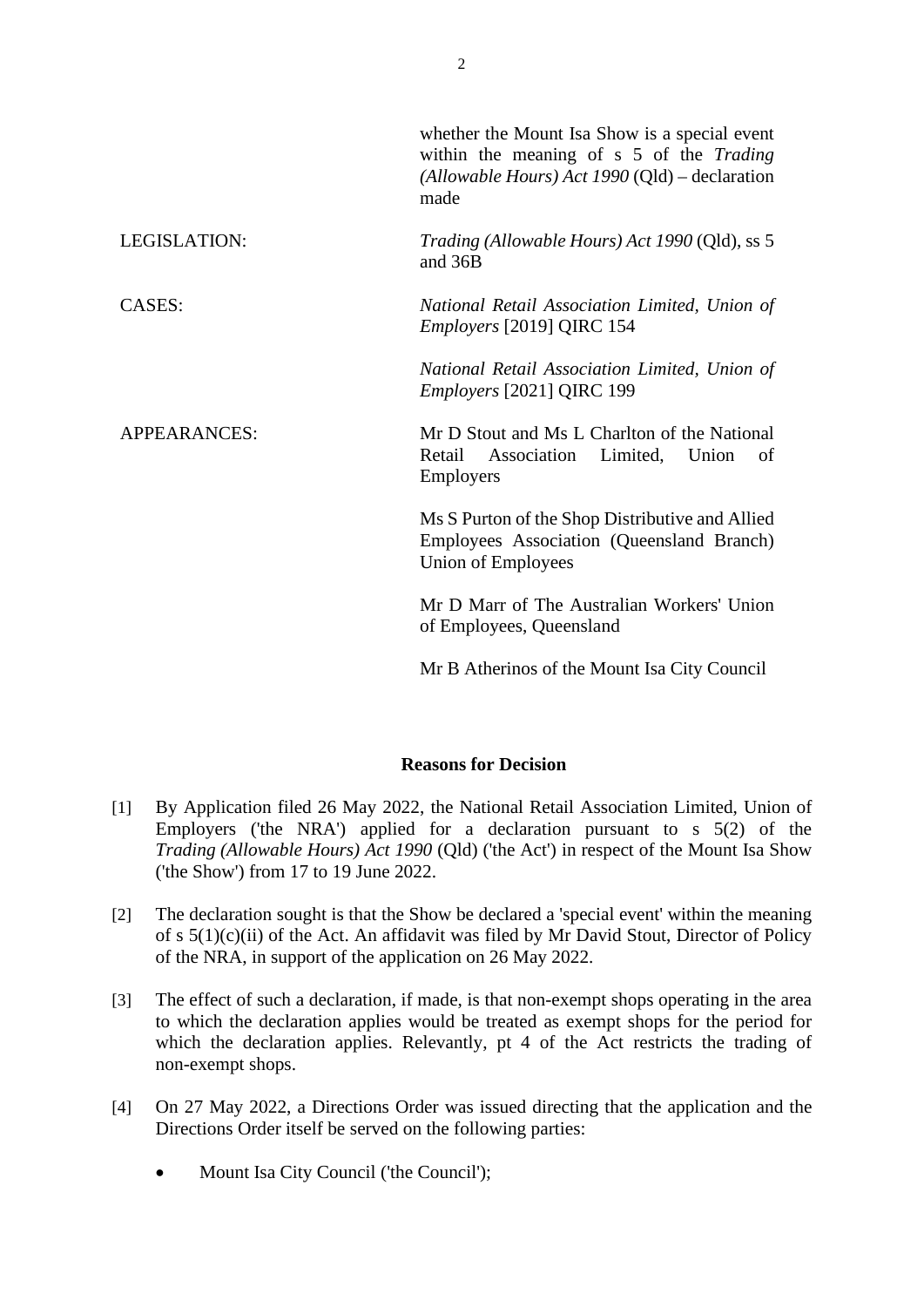| | |
|---|---|
| | whether the Mount Isa Show is a special event within the meaning of s 5 of the *Trading (Allowable Hours) Act 1990* (Qld) – declaration made |
| LEGISLATION: | *Trading (Allowable Hours) Act 1990* (Qld), ss 5 and 36B |
| CASES: | *National Retail Association Limited, Union of Employers* [2019] QIRC 154<br><br>*National Retail Association Limited, Union of Employers* [2021] QIRC 199 |
| APPEARANCES: | Mr D Stout and Ms L Charlton of the National Retail Association Limited, Union of Employers<br><br>Ms S Purton of the Shop Distributive and Allied Employees Association (Queensland Branch) Union of Employees<br><br>Mr D Marr of The Australian Workers' Union of Employees, Queensland<br><br>Mr B Atherinos of the Mount Isa City Council |

**Reasons for Decision**

[1] By Application filed 26 May 2022, the National Retail Association Limited, Union of Employers ('the NRA') applied for a declaration pursuant to s 5(2) of the *Trading (Allowable Hours) Act 1990* (Qld) ('the Act') in respect of the Mount Isa Show ('the Show') from 17 to 19 June 2022.

[2] The declaration sought is that the Show be declared a 'special event' within the meaning of s 5(1)(c)(ii) of the Act. An affidavit was filed by Mr David Stout, Director of Policy of the NRA, in support of the application on 26 May 2022.

[3] The effect of such a declaration, if made, is that non-exempt shops operating in the area to which the declaration applies would be treated as exempt shops for the period for which the declaration applies. Relevantly, pt 4 of the Act restricts the trading of non-exempt shops.

[4] On 27 May 2022, a Directions Order was issued directing that the application and the Directions Order itself be served on the following parties:

- Mount Isa City Council ('the Council');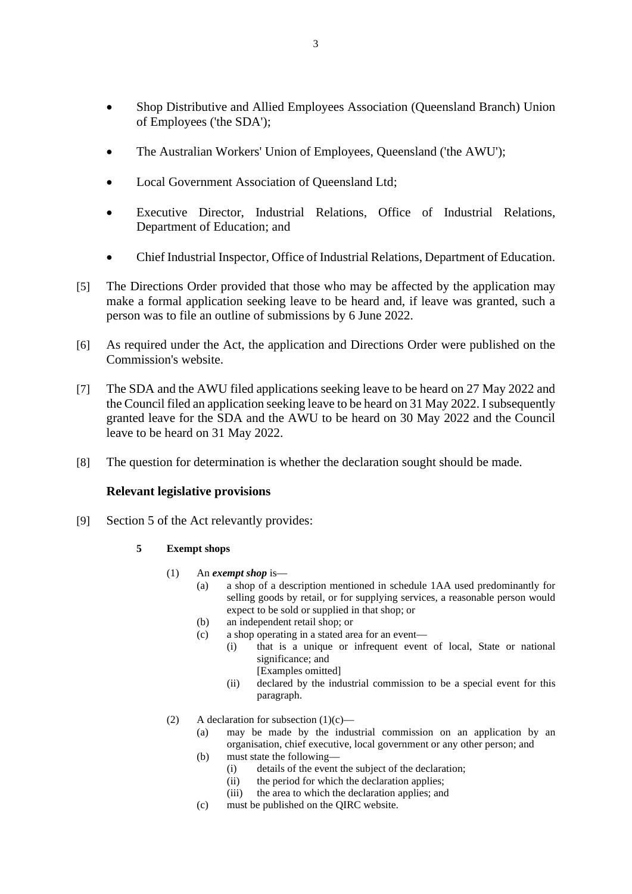- Shop Distributive and Allied Employees Association (Queensland Branch) Union of Employees ('the SDA');
- The Australian Workers' Union of Employees, Queensland ('the AWU');
- Local Government Association of Queensland Ltd;
- Executive Director, Industrial Relations, Office of Industrial Relations, Department of Education; and
- Chief Industrial Inspector, Office of Industrial Relations, Department of Education.

[5] The Directions Order provided that those who may be affected by the application may make a formal application seeking leave to be heard and, if leave was granted, such a person was to file an outline of submissions by 6 June 2022.

[6] As required under the Act, the application and Directions Order were published on the Commission's website.

[7] The SDA and the AWU filed applications seeking leave to be heard on 27 May 2022 and the Council filed an application seeking leave to be heard on 31 May 2022. I subsequently granted leave for the SDA and the AWU to be heard on 30 May 2022 and the Council leave to be heard on 31 May 2022.

[8] The question for determination is whether the declaration sought should be made.

### Relevant legislative provisions

[9] Section 5 of the Act relevantly provides:

> **5 Exempt shops**
>
> (1) An ***exempt shop*** is—
> - (a) a shop of a description mentioned in schedule 1AA used predominantly for selling goods by retail, or for supplying services, a reasonable person would expect to be sold or supplied in that shop; or
> - (b) an independent retail shop; or
> - (c) a shop operating in a stated area for an event—
>   - (i) that is a unique or infrequent event of local, State or national significance; and
>     [Examples omitted]
>   - (ii) declared by the industrial commission to be a special event for this paragraph.
>
> (2) A declaration for subsection (1)(c)—
> - (a) may be made by the industrial commission on an application by an organisation, chief executive, local government or any other person; and
> - (b) must state the following—
>   - (i) details of the event the subject of the declaration;
>   - (ii) the period for which the declaration applies;
>   - (iii) the area to which the declaration applies; and
> - (c) must be published on the QIRC website.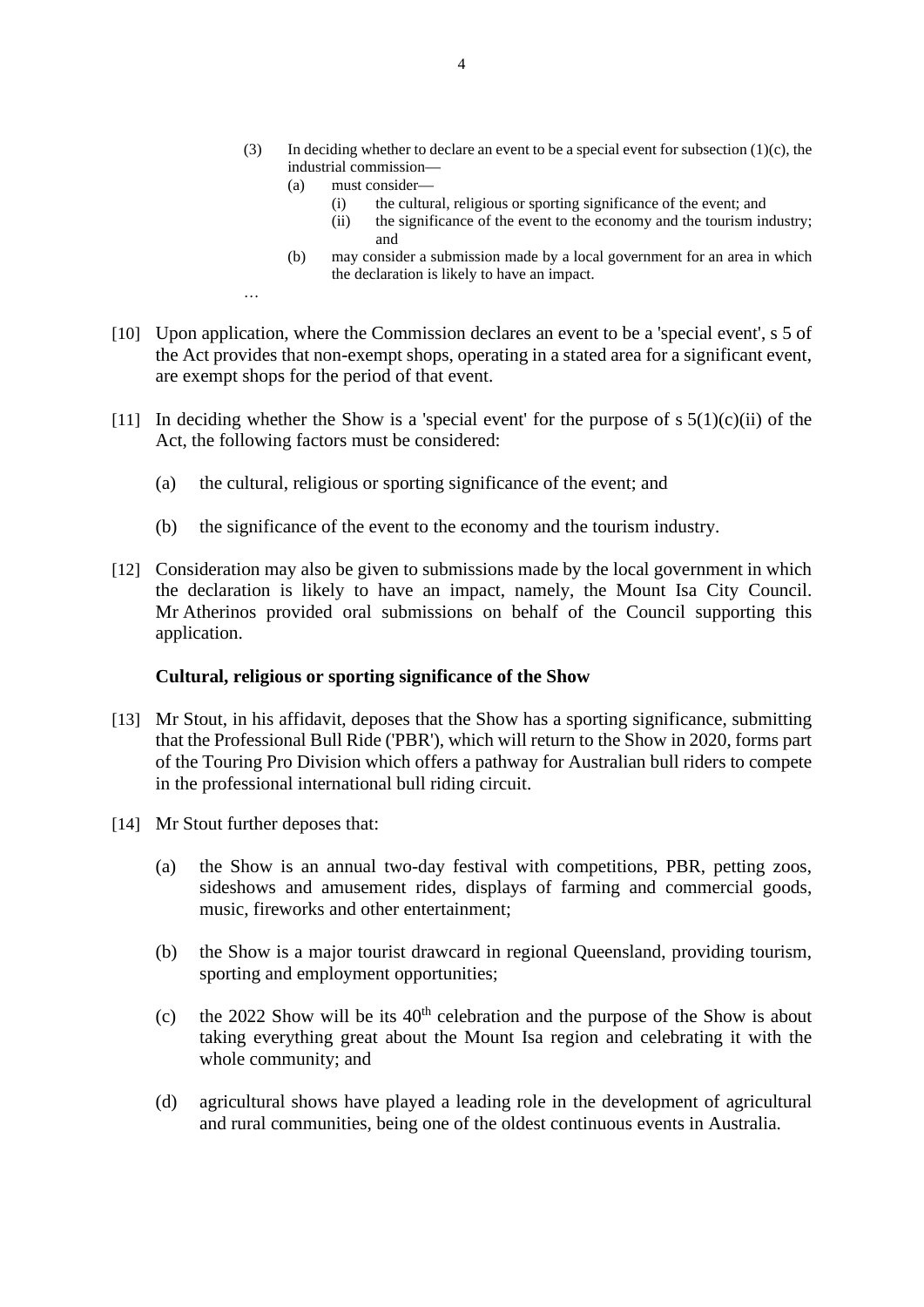(3) In deciding whether to declare an event to be a special event for subsection (1)(c), the industrial commission—

  (a) must consider—

    (i) the cultural, religious or sporting significance of the event; and

    (ii) the significance of the event to the economy and the tourism industry; and

  (b) may consider a submission made by a local government for an area in which the declaration is likely to have an impact.

…

[10] Upon application, where the Commission declares an event to be a 'special event', s 5 of the Act provides that non-exempt shops, operating in a stated area for a significant event, are exempt shops for the period of that event.

[11] In deciding whether the Show is a 'special event' for the purpose of s 5(1)(c)(ii) of the Act, the following factors must be considered:

(a) the cultural, religious or sporting significance of the event; and

(b) the significance of the event to the economy and the tourism industry.

[12] Consideration may also be given to submissions made by the local government in which the declaration is likely to have an impact, namely, the Mount Isa City Council. Mr Atherinos provided oral submissions on behalf of the Council supporting this application.

**Cultural, religious or sporting significance of the Show**

[13] Mr Stout, in his affidavit, deposes that the Show has a sporting significance, submitting that the Professional Bull Ride ('PBR'), which will return to the Show in 2020, forms part of the Touring Pro Division which offers a pathway for Australian bull riders to compete in the professional international bull riding circuit.

[14] Mr Stout further deposes that:

(a) the Show is an annual two-day festival with competitions, PBR, petting zoos, sideshows and amusement rides, displays of farming and commercial goods, music, fireworks and other entertainment;

(b) the Show is a major tourist drawcard in regional Queensland, providing tourism, sporting and employment opportunities;

(c) the 2022 Show will be its 40th celebration and the purpose of the Show is about taking everything great about the Mount Isa region and celebrating it with the whole community; and

(d) agricultural shows have played a leading role in the development of agricultural and rural communities, being one of the oldest continuous events in Australia.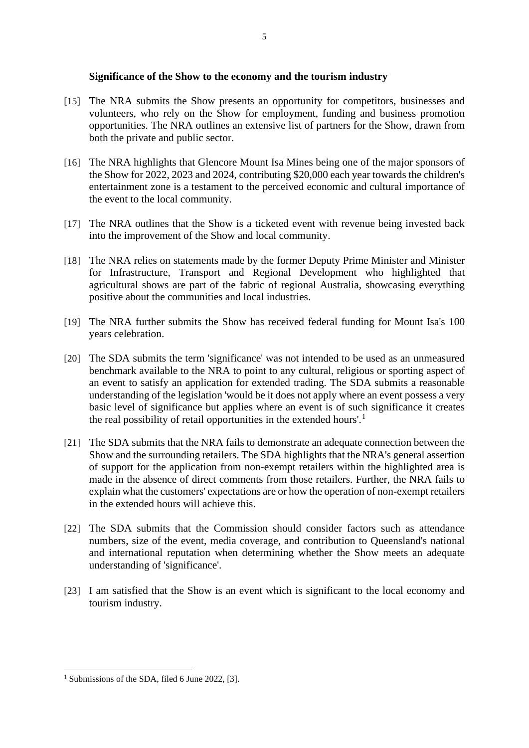**Significance of the Show to the economy and the tourism industry**

[15] The NRA submits the Show presents an opportunity for competitors, businesses and volunteers, who rely on the Show for employment, funding and business promotion opportunities. The NRA outlines an extensive list of partners for the Show, drawn from both the private and public sector.

[16] The NRA highlights that Glencore Mount Isa Mines being one of the major sponsors of the Show for 2022, 2023 and 2024, contributing $20,000 each year towards the children's entertainment zone is a testament to the perceived economic and cultural importance of the event to the local community.

[17] The NRA outlines that the Show is a ticketed event with revenue being invested back into the improvement of the Show and local community.

[18] The NRA relies on statements made by the former Deputy Prime Minister and Minister for Infrastructure, Transport and Regional Development who highlighted that agricultural shows are part of the fabric of regional Australia, showcasing everything positive about the communities and local industries.

[19] The NRA further submits the Show has received federal funding for Mount Isa's 100 years celebration.

[20] The SDA submits the term 'significance' was not intended to be used as an unmeasured benchmark available to the NRA to point to any cultural, religious or sporting aspect of an event to satisfy an application for extended trading. The SDA submits a reasonable understanding of the legislation 'would be it does not apply where an event possess a very basic level of significance but applies where an event is of such significance it creates the real possibility of retail opportunities in the extended hours'.[1]

[21] The SDA submits that the NRA fails to demonstrate an adequate connection between the Show and the surrounding retailers. The SDA highlights that the NRA's general assertion of support for the application from non-exempt retailers within the highlighted area is made in the absence of direct comments from those retailers. Further, the NRA fails to explain what the customers' expectations are or how the operation of non-exempt retailers in the extended hours will achieve this.

[22] The SDA submits that the Commission should consider factors such as attendance numbers, size of the event, media coverage, and contribution to Queensland's national and international reputation when determining whether the Show meets an adequate understanding of 'significance'.

[23] I am satisfied that the Show is an event which is significant to the local economy and tourism industry.

---

[1] Submissions of the SDA, filed 6 June 2022, [3].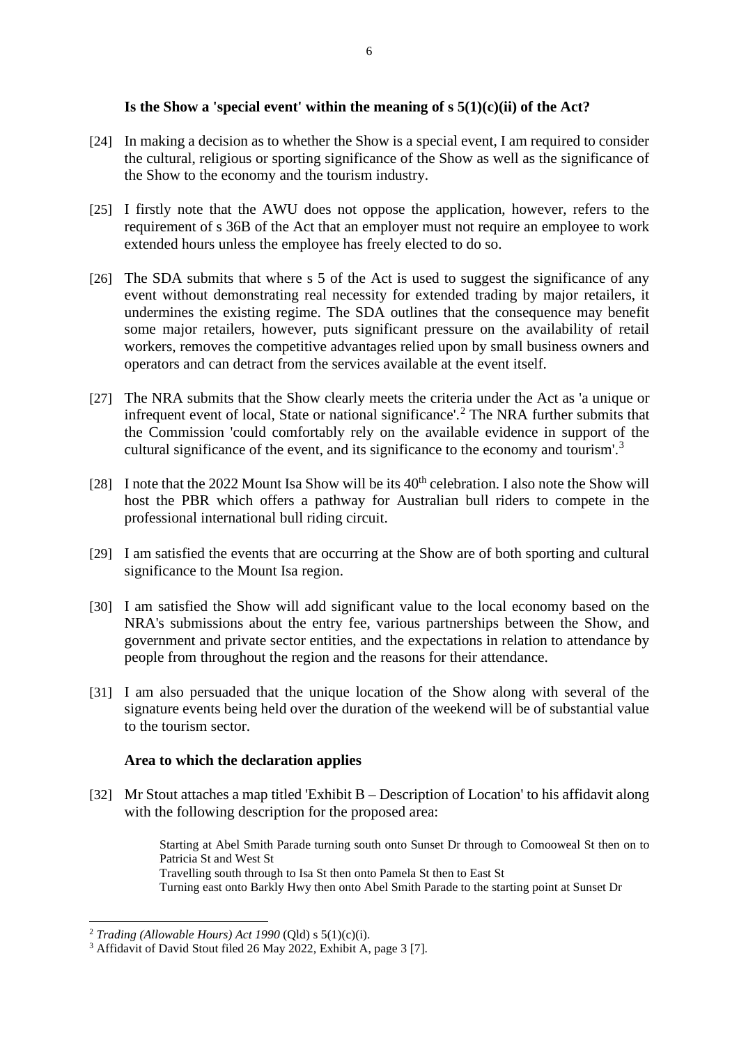### Is the Show a 'special event' within the meaning of s 5(1)(c)(ii) of the Act?

[24] In making a decision as to whether the Show is a special event, I am required to consider the cultural, religious or sporting significance of the Show as well as the significance of the Show to the economy and the tourism industry.

[25] I firstly note that the AWU does not oppose the application, however, refers to the requirement of s 36B of the Act that an employer must not require an employee to work extended hours unless the employee has freely elected to do so.

[26] The SDA submits that where s 5 of the Act is used to suggest the significance of any event without demonstrating real necessity for extended trading by major retailers, it undermines the existing regime. The SDA outlines that the consequence may benefit some major retailers, however, puts significant pressure on the availability of retail workers, removes the competitive advantages relied upon by small business owners and operators and can detract from the services available at the event itself.

[27] The NRA submits that the Show clearly meets the criteria under the Act as 'a unique or infrequent event of local, State or national significance'.[2] The NRA further submits that the Commission 'could comfortably rely on the available evidence in support of the cultural significance of the event, and its significance to the economy and tourism'.[3]

[28] I note that the 2022 Mount Isa Show will be its 40th celebration. I also note the Show will host the PBR which offers a pathway for Australian bull riders to compete in the professional international bull riding circuit.

[29] I am satisfied the events that are occurring at the Show are of both sporting and cultural significance to the Mount Isa region.

[30] I am satisfied the Show will add significant value to the local economy based on the NRA's submissions about the entry fee, various partnerships between the Show, and government and private sector entities, and the expectations in relation to attendance by people from throughout the region and the reasons for their attendance.

[31] I am also persuaded that the unique location of the Show along with several of the signature events being held over the duration of the weekend will be of substantial value to the tourism sector.

### Area to which the declaration applies

[32] Mr Stout attaches a map titled 'Exhibit B – Description of Location' to his affidavit along with the following description for the proposed area:

> Starting at Abel Smith Parade turning south onto Sunset Dr through to Comooweal St then on to Patricia St and West St
> Travelling south through to Isa St then onto Pamela St then to East St
> Turning east onto Barkly Hwy then onto Abel Smith Parade to the starting point at Sunset Dr

---

[2] *Trading (Allowable Hours) Act 1990* (Qld) s 5(1)(c)(i).

[3] Affidavit of David Stout filed 26 May 2022, Exhibit A, page 3 [7].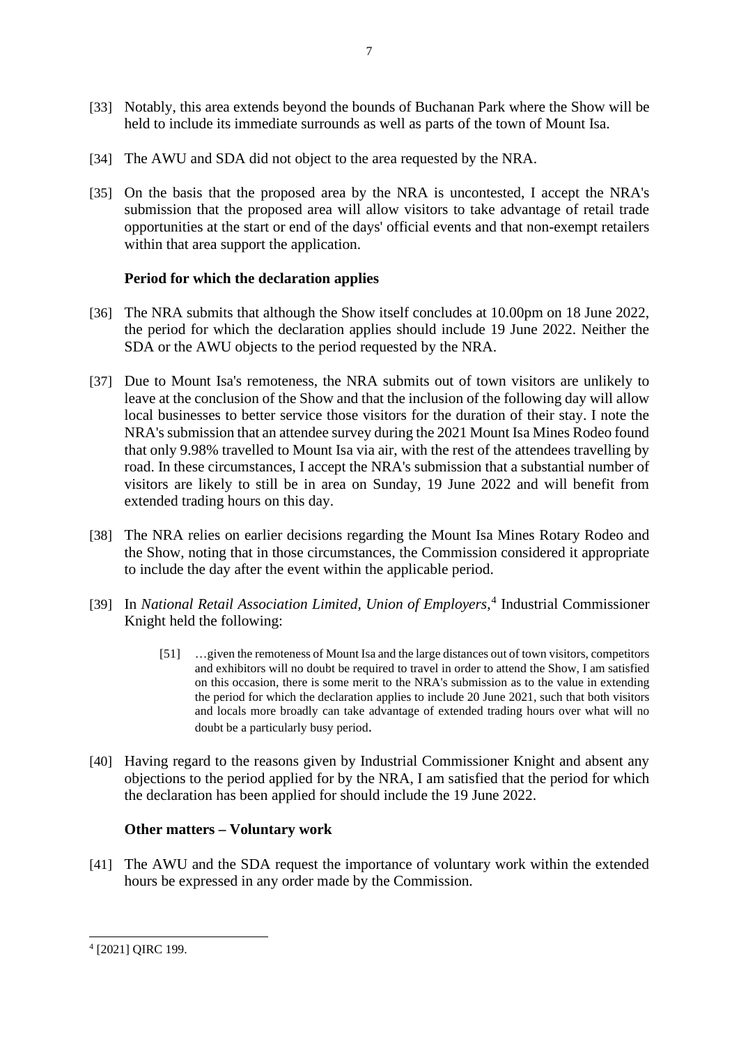[33] Notably, this area extends beyond the bounds of Buchanan Park where the Show will be held to include its immediate surrounds as well as parts of the town of Mount Isa.

[34] The AWU and SDA did not object to the area requested by the NRA.

[35] On the basis that the proposed area by the NRA is uncontested, I accept the NRA's submission that the proposed area will allow visitors to take advantage of retail trade opportunities at the start or end of the days' official events and that non-exempt retailers within that area support the application.

**Period for which the declaration applies**

[36] The NRA submits that although the Show itself concludes at 10.00pm on 18 June 2022, the period for which the declaration applies should include 19 June 2022. Neither the SDA or the AWU objects to the period requested by the NRA.

[37] Due to Mount Isa's remoteness, the NRA submits out of town visitors are unlikely to leave at the conclusion of the Show and that the inclusion of the following day will allow local businesses to better service those visitors for the duration of their stay. I note the NRA's submission that an attendee survey during the 2021 Mount Isa Mines Rodeo found that only 9.98% travelled to Mount Isa via air, with the rest of the attendees travelling by road. In these circumstances, I accept the NRA's submission that a substantial number of visitors are likely to still be in area on Sunday, 19 June 2022 and will benefit from extended trading hours on this day.

[38] The NRA relies on earlier decisions regarding the Mount Isa Mines Rotary Rodeo and the Show, noting that in those circumstances, the Commission considered it appropriate to include the day after the event within the applicable period.

[39] In *National Retail Association Limited, Union of Employers*,[4] Industrial Commissioner Knight held the following:

> [51] …given the remoteness of Mount Isa and the large distances out of town visitors, competitors and exhibitors will no doubt be required to travel in order to attend the Show, I am satisfied on this occasion, there is some merit to the NRA's submission as to the value in extending the period for which the declaration applies to include 20 June 2021, such that both visitors and locals more broadly can take advantage of extended trading hours over what will no doubt be a particularly busy period.

[40] Having regard to the reasons given by Industrial Commissioner Knight and absent any objections to the period applied for by the NRA, I am satisfied that the period for which the declaration has been applied for should include the 19 June 2022.

**Other matters – Voluntary work**

[41] The AWU and the SDA request the importance of voluntary work within the extended hours be expressed in any order made by the Commission.

[4] [2021] QIRC 199.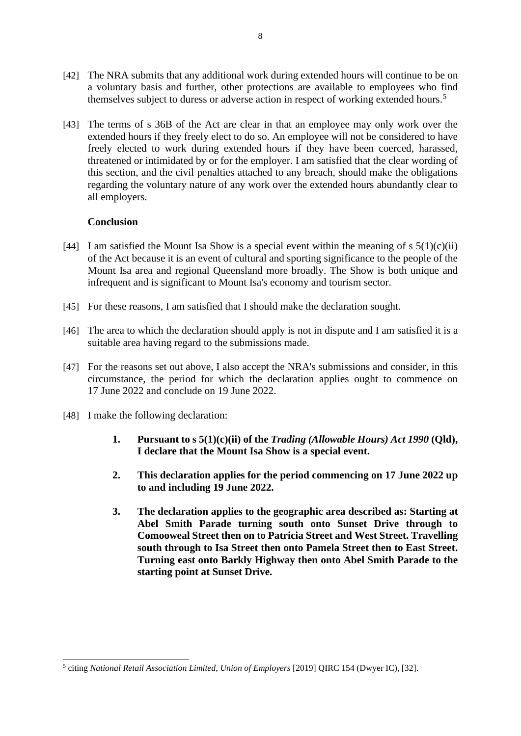[42] The NRA submits that any additional work during extended hours will continue to be on a voluntary basis and further, other protections are available to employees who find themselves subject to duress or adverse action in respect of working extended hours.[5]

[43] The terms of s 36B of the Act are clear in that an employee may only work over the extended hours if they freely elect to do so. An employee will not be considered to have freely elected to work during extended hours if they have been coerced, harassed, threatened or intimidated by or for the employer. I am satisfied that the clear wording of this section, and the civil penalties attached to any breach, should make the obligations regarding the voluntary nature of any work over the extended hours abundantly clear to all employers.

**Conclusion**

[44] I am satisfied the Mount Isa Show is a special event within the meaning of s 5(1)(c)(ii) of the Act because it is an event of cultural and sporting significance to the people of the Mount Isa area and regional Queensland more broadly. The Show is both unique and infrequent and is significant to Mount Isa's economy and tourism sector.

[45] For these reasons, I am satisfied that I should make the declaration sought.

[46] The area to which the declaration should apply is not in dispute and I am satisfied it is a suitable area having regard to the submissions made.

[47] For the reasons set out above, I also accept the NRA's submissions and consider, in this circumstance, the period for which the declaration applies ought to commence on 17 June 2022 and conclude on 19 June 2022.

[48] I make the following declaration:

> **1. Pursuant to s 5(1)(c)(ii) of the *Trading (Allowable Hours) Act 1990* (Qld), I declare that the Mount Isa Show is a special event.**
>
> **2. This declaration applies for the period commencing on 17 June 2022 up to and including 19 June 2022.**
>
> **3. The declaration applies to the geographic area described as: Starting at Abel Smith Parade turning south onto Sunset Drive through to Comooweal Street then on to Patricia Street and West Street. Travelling south through to Isa Street then onto Pamela Street then to East Street. Turning east onto Barkly Highway then onto Abel Smith Parade to the starting point at Sunset Drive.**

---

[5] citing *National Retail Association Limited, Union of Employers* [2019] QIRC 154 (Dwyer IC), [32].